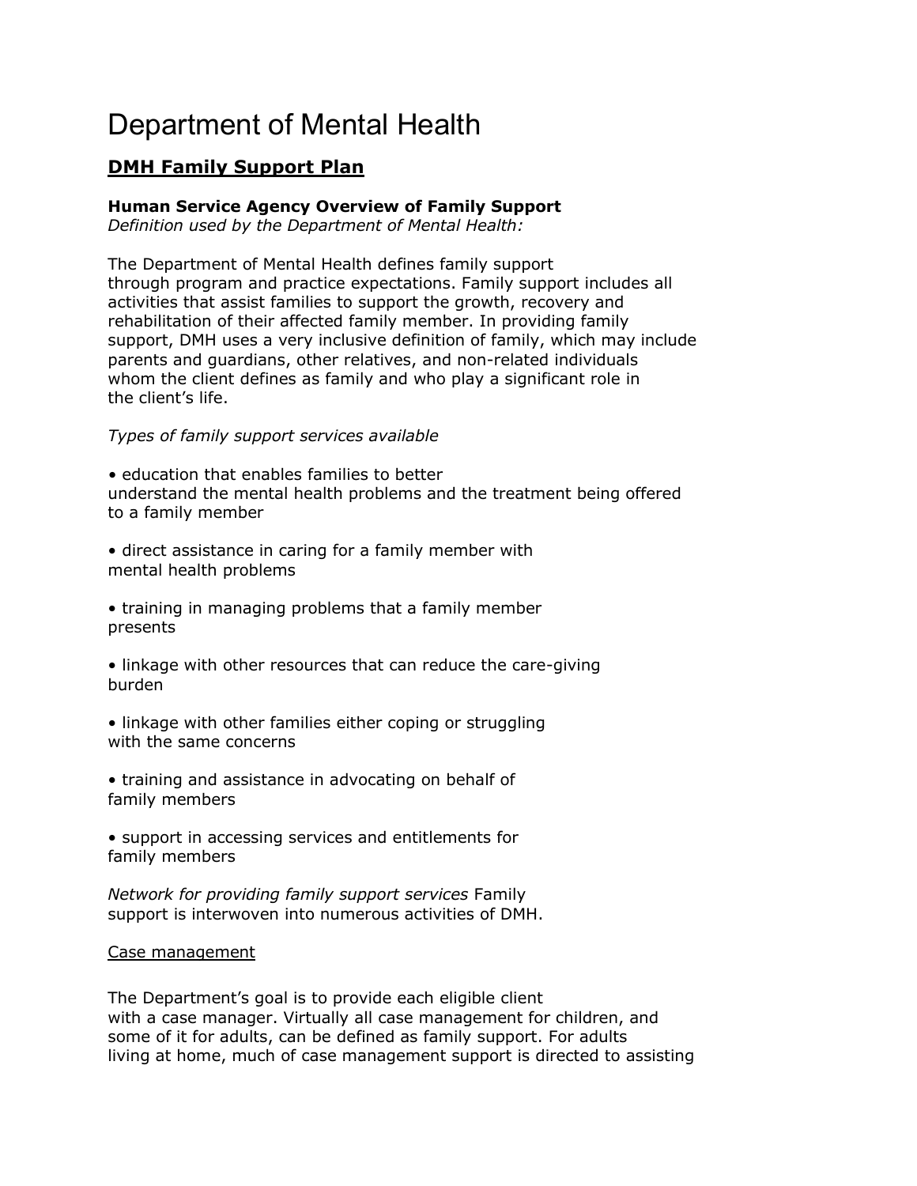# Department of Mental Health

## DMH Family Support Plan

**Human Service Agency Overview of Family Support**
*Definition used by the Department of Mental Health:*

The Department of Mental Health defines family support through program and practice expectations. Family support includes all activities that assist families to support the growth, recovery and rehabilitation of their affected family member. In providing family support, DMH uses a very inclusive definition of family, which may include parents and guardians, other relatives, and non-related individuals whom the client defines as family and who play a significant role in the client's life.

*Types of family support services available*

- education that enables families to better understand the mental health problems and the treatment being offered to a family member
- direct assistance in caring for a family member with mental health problems
- training in managing problems that a family member presents
- linkage with other resources that can reduce the care-giving burden
- linkage with other families either coping or struggling with the same concerns
- training and assistance in advocating on behalf of family members
- support in accessing services and entitlements for family members

*Network for providing family support services* Family support is interwoven into numerous activities of DMH.

<u>Case management</u>

The Department's goal is to provide each eligible client with a case manager. Virtually all case management for children, and some of it for adults, can be defined as family support. For adults living at home, much of case management support is directed to assisting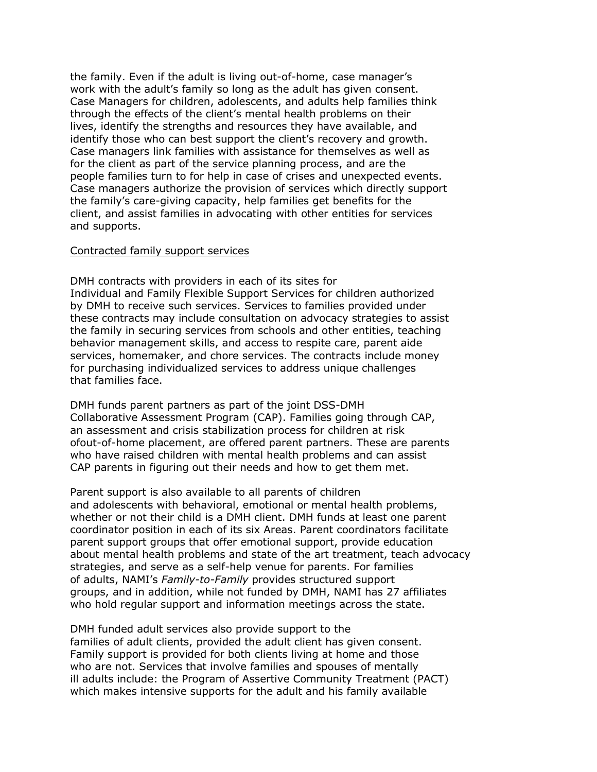the family. Even if the adult is living out-of-home, case manager's work with the adult's family so long as the adult has given consent. Case Managers for children, adolescents, and adults help families think through the effects of the client's mental health problems on their lives, identify the strengths and resources they have available, and identify those who can best support the client's recovery and growth. Case managers link families with assistance for themselves as well as for the client as part of the service planning process, and are the people families turn to for help in case of crises and unexpected events. Case managers authorize the provision of services which directly support the family's care-giving capacity, help families get benefits for the client, and assist families in advocating with other entities for services and supports.

<u>Contracted family support services</u>

DMH contracts with providers in each of its sites for Individual and Family Flexible Support Services for children authorized by DMH to receive such services. Services to families provided under these contracts may include consultation on advocacy strategies to assist the family in securing services from schools and other entities, teaching behavior management skills, and access to respite care, parent aide services, homemaker, and chore services. The contracts include money for purchasing individualized services to address unique challenges that families face.

DMH funds parent partners as part of the joint DSS-DMH Collaborative Assessment Program (CAP). Families going through CAP, an assessment and crisis stabilization process for children at risk ofout-of-home placement, are offered parent partners. These are parents who have raised children with mental health problems and can assist CAP parents in figuring out their needs and how to get them met.

Parent support is also available to all parents of children and adolescents with behavioral, emotional or mental health problems, whether or not their child is a DMH client. DMH funds at least one parent coordinator position in each of its six Areas. Parent coordinators facilitate parent support groups that offer emotional support, provide education about mental health problems and state of the art treatment, teach advocacy strategies, and serve as a self-help venue for parents. For families of adults, NAMI's *Family-to-Family* provides structured support groups, and in addition, while not funded by DMH, NAMI has 27 affiliates who hold regular support and information meetings across the state.

DMH funded adult services also provide support to the families of adult clients, provided the adult client has given consent. Family support is provided for both clients living at home and those who are not. Services that involve families and spouses of mentally ill adults include: the Program of Assertive Community Treatment (PACT) which makes intensive supports for the adult and his family available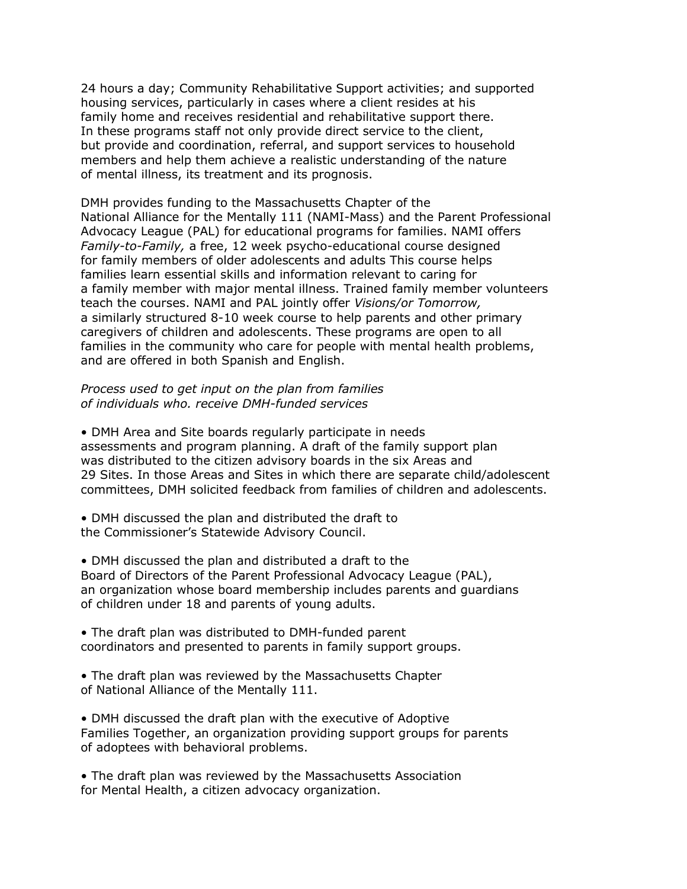24 hours a day; Community Rehabilitative Support activities; and supported housing services, particularly in cases where a client resides at his family home and receives residential and rehabilitative support there. In these programs staff not only provide direct service to the client, but provide and coordination, referral, and support services to household members and help them achieve a realistic understanding of the nature of mental illness, its treatment and its prognosis.

DMH provides funding to the Massachusetts Chapter of the National Alliance for the Mentally 111 (NAMI-Mass) and the Parent Professional Advocacy League (PAL) for educational programs for families. NAMI offers *Family-to-Family,* a free, 12 week psycho-educational course designed for family members of older adolescents and adults This course helps families learn essential skills and information relevant to caring for a family member with major mental illness. Trained family member volunteers teach the courses. NAMI and PAL jointly offer *Visions/or Tomorrow,* a similarly structured 8-10 week course to help parents and other primary caregivers of children and adolescents. These programs are open to all families in the community who care for people with mental health problems, and are offered in both Spanish and English.

*Process used to get input on the plan from families of individuals who. receive DMH-funded services*

- DMH Area and Site boards regularly participate in needs assessments and program planning. A draft of the family support plan was distributed to the citizen advisory boards in the six Areas and 29 Sites. In those Areas and Sites in which there are separate child/adolescent committees, DMH solicited feedback from families of children and adolescents.

- DMH discussed the plan and distributed the draft to the Commissioner's Statewide Advisory Council.

- DMH discussed the plan and distributed a draft to the Board of Directors of the Parent Professional Advocacy League (PAL), an organization whose board membership includes parents and guardians of children under 18 and parents of young adults.

- The draft plan was distributed to DMH-funded parent coordinators and presented to parents in family support groups.

- The draft plan was reviewed by the Massachusetts Chapter of National Alliance of the Mentally 111.

- DMH discussed the draft plan with the executive of Adoptive Families Together, an organization providing support groups for parents of adoptees with behavioral problems.

- The draft plan was reviewed by the Massachusetts Association for Mental Health, a citizen advocacy organization.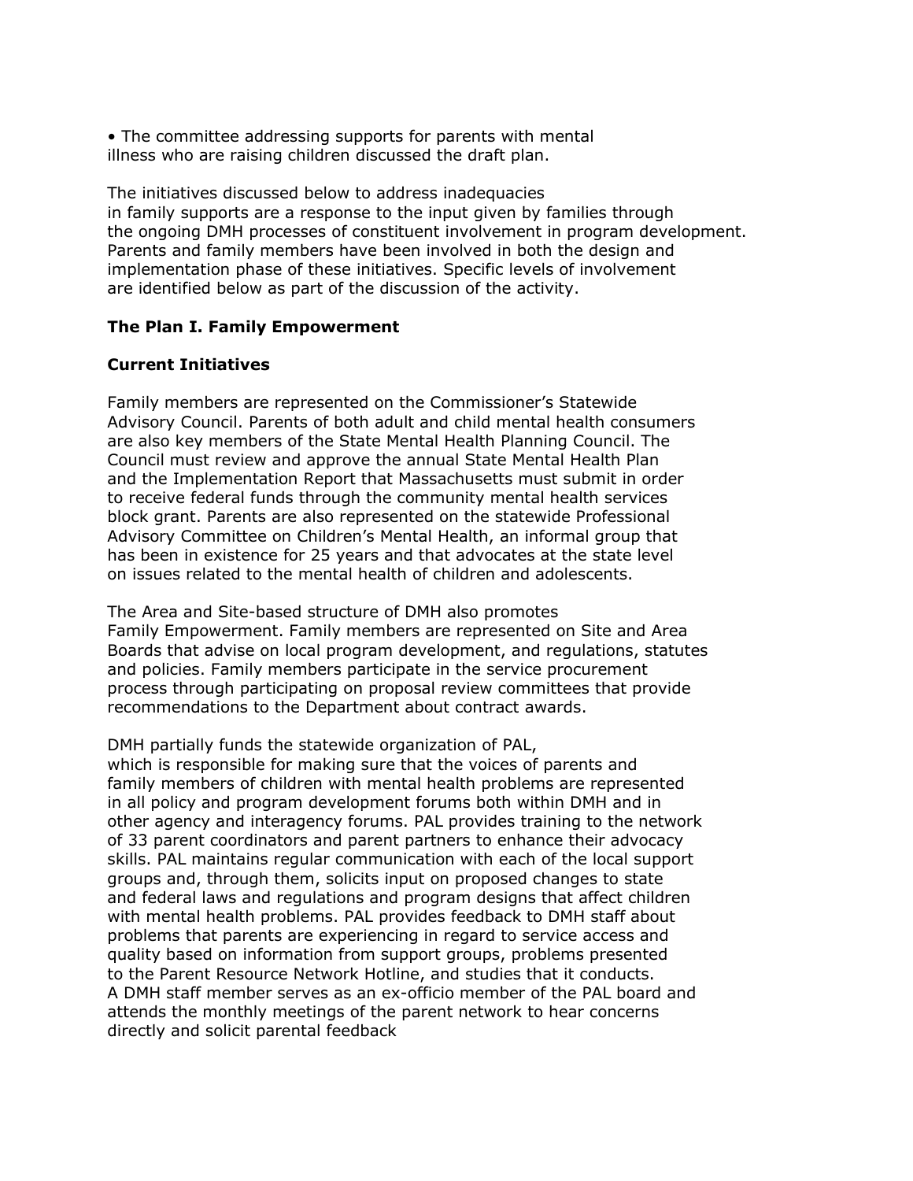- The committee addressing supports for parents with mental illness who are raising children discussed the draft plan.

The initiatives discussed below to address inadequacies in family supports are a response to the input given by families through the ongoing DMH processes of constituent involvement in program development. Parents and family members have been involved in both the design and implementation phase of these initiatives. Specific levels of involvement are identified below as part of the discussion of the activity.

## The Plan I. Family Empowerment

### Current Initiatives

Family members are represented on the Commissioner's Statewide Advisory Council. Parents of both adult and child mental health consumers are also key members of the State Mental Health Planning Council. The Council must review and approve the annual State Mental Health Plan and the Implementation Report that Massachusetts must submit in order to receive federal funds through the community mental health services block grant. Parents are also represented on the statewide Professional Advisory Committee on Children's Mental Health, an informal group that has been in existence for 25 years and that advocates at the state level on issues related to the mental health of children and adolescents.

The Area and Site-based structure of DMH also promotes Family Empowerment. Family members are represented on Site and Area Boards that advise on local program development, and regulations, statutes and policies. Family members participate in the service procurement process through participating on proposal review committees that provide recommendations to the Department about contract awards.

DMH partially funds the statewide organization of PAL, which is responsible for making sure that the voices of parents and family members of children with mental health problems are represented in all policy and program development forums both within DMH and in other agency and interagency forums. PAL provides training to the network of 33 parent coordinators and parent partners to enhance their advocacy skills. PAL maintains regular communication with each of the local support groups and, through them, solicits input on proposed changes to state and federal laws and regulations and program designs that affect children with mental health problems. PAL provides feedback to DMH staff about problems that parents are experiencing in regard to service access and quality based on information from support groups, problems presented to the Parent Resource Network Hotline, and studies that it conducts. A DMH staff member serves as an ex-officio member of the PAL board and attends the monthly meetings of the parent network to hear concerns directly and solicit parental feedback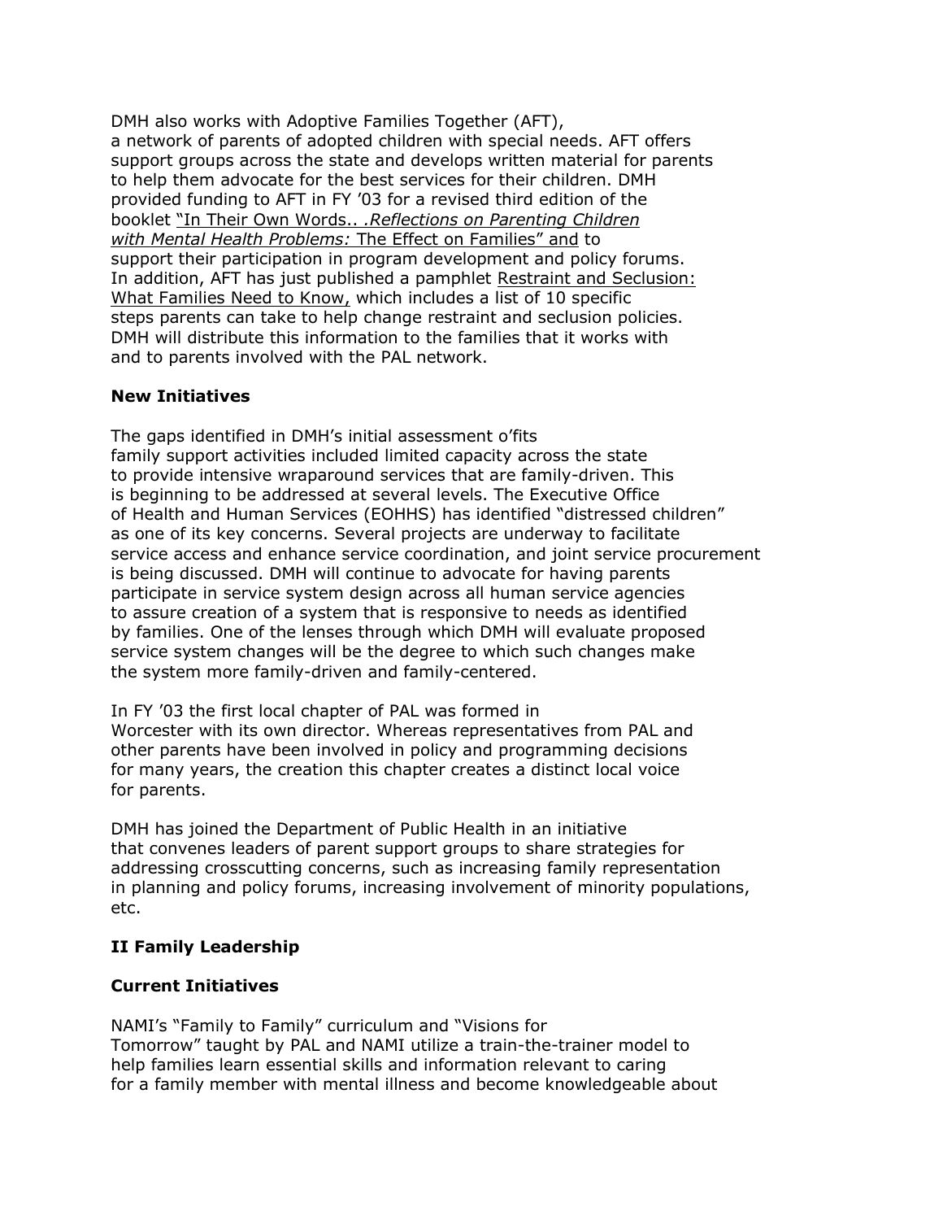DMH also works with Adoptive Families Together (AFT), a network of parents of adopted children with special needs. AFT offers support groups across the state and develops written material for parents to help them advocate for the best services for their children. DMH provided funding to AFT in FY '03 for a revised third edition of the booklet "In Their Own Words.. .*Reflections on Parenting Children with Mental Health Problems:* The Effect on Families" and to support their participation in program development and policy forums. In addition, AFT has just published a pamphlet Restraint and Seclusion: What Families Need to Know, which includes a list of 10 specific steps parents can take to help change restraint and seclusion policies. DMH will distribute this information to the families that it works with and to parents involved with the PAL network.

**New Initiatives**

The gaps identified in DMH's initial assessment o'fits family support activities included limited capacity across the state to provide intensive wraparound services that are family-driven. This is beginning to be addressed at several levels. The Executive Office of Health and Human Services (EOHHS) has identified "distressed children" as one of its key concerns. Several projects are underway to facilitate service access and enhance service coordination, and joint service procurement is being discussed. DMH will continue to advocate for having parents participate in service system design across all human service agencies to assure creation of a system that is responsive to needs as identified by families. One of the lenses through which DMH will evaluate proposed service system changes will be the degree to which such changes make the system more family-driven and family-centered.

In FY '03 the first local chapter of PAL was formed in Worcester with its own director. Whereas representatives from PAL and other parents have been involved in policy and programming decisions for many years, the creation this chapter creates a distinct local voice for parents.

DMH has joined the Department of Public Health in an initiative that convenes leaders of parent support groups to share strategies for addressing crosscutting concerns, such as increasing family representation in planning and policy forums, increasing involvement of minority populations, etc.

## II Family Leadership

**Current Initiatives**

NAMI's "Family to Family" curriculum and "Visions for Tomorrow" taught by PAL and NAMI utilize a train-the-trainer model to help families learn essential skills and information relevant to caring for a family member with mental illness and become knowledgeable about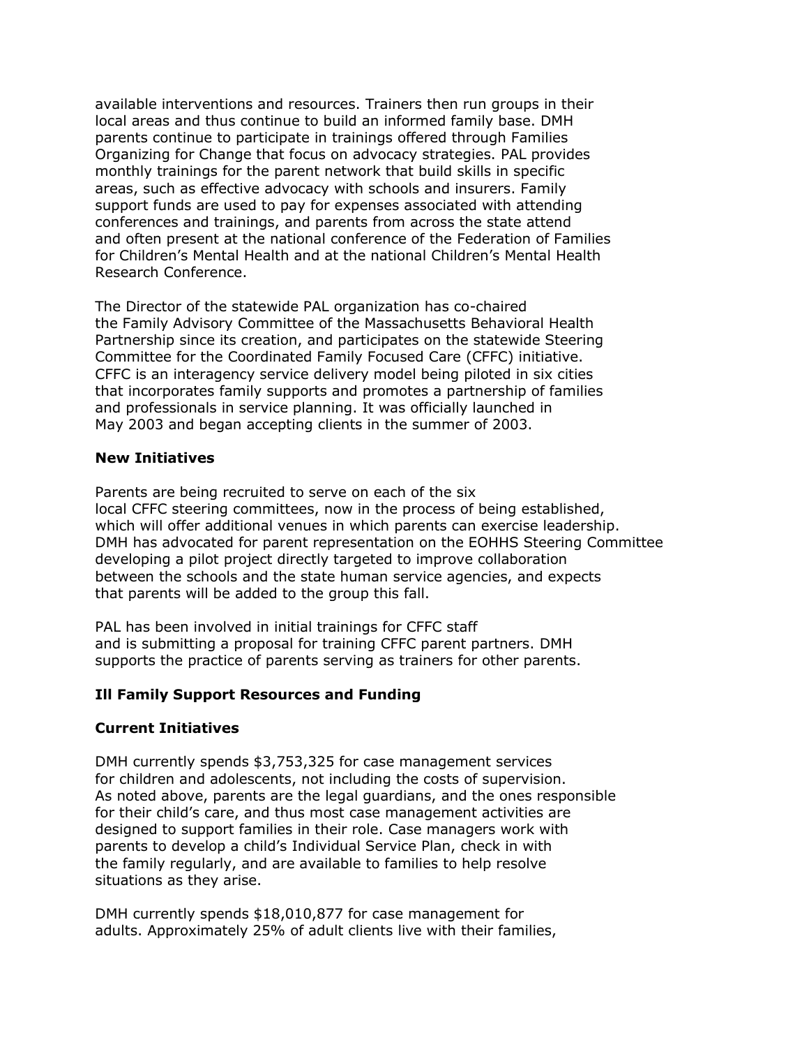available interventions and resources. Trainers then run groups in their local areas and thus continue to build an informed family base. DMH parents continue to participate in trainings offered through Families Organizing for Change that focus on advocacy strategies. PAL provides monthly trainings for the parent network that build skills in specific areas, such as effective advocacy with schools and insurers. Family support funds are used to pay for expenses associated with attending conferences and trainings, and parents from across the state attend and often present at the national conference of the Federation of Families for Children's Mental Health and at the national Children's Mental Health Research Conference.

The Director of the statewide PAL organization has co-chaired the Family Advisory Committee of the Massachusetts Behavioral Health Partnership since its creation, and participates on the statewide Steering Committee for the Coordinated Family Focused Care (CFFC) initiative. CFFC is an interagency service delivery model being piloted in six cities that incorporates family supports and promotes a partnership of families and professionals in service planning. It was officially launched in May 2003 and began accepting clients in the summer of 2003.

**New Initiatives**

Parents are being recruited to serve on each of the six local CFFC steering committees, now in the process of being established, which will offer additional venues in which parents can exercise leadership. DMH has advocated for parent representation on the EOHHS Steering Committee developing a pilot project directly targeted to improve collaboration between the schools and the state human service agencies, and expects that parents will be added to the group this fall.

PAL has been involved in initial trainings for CFFC staff and is submitting a proposal for training CFFC parent partners. DMH supports the practice of parents serving as trainers for other parents.

**Ill Family Support Resources and Funding**

**Current Initiatives**

DMH currently spends $3,753,325 for case management services for children and adolescents, not including the costs of supervision. As noted above, parents are the legal guardians, and the ones responsible for their child's care, and thus most case management activities are designed to support families in their role. Case managers work with parents to develop a child's Individual Service Plan, check in with the family regularly, and are available to families to help resolve situations as they arise.

DMH currently spends $18,010,877 for case management for adults. Approximately 25% of adult clients live with their families,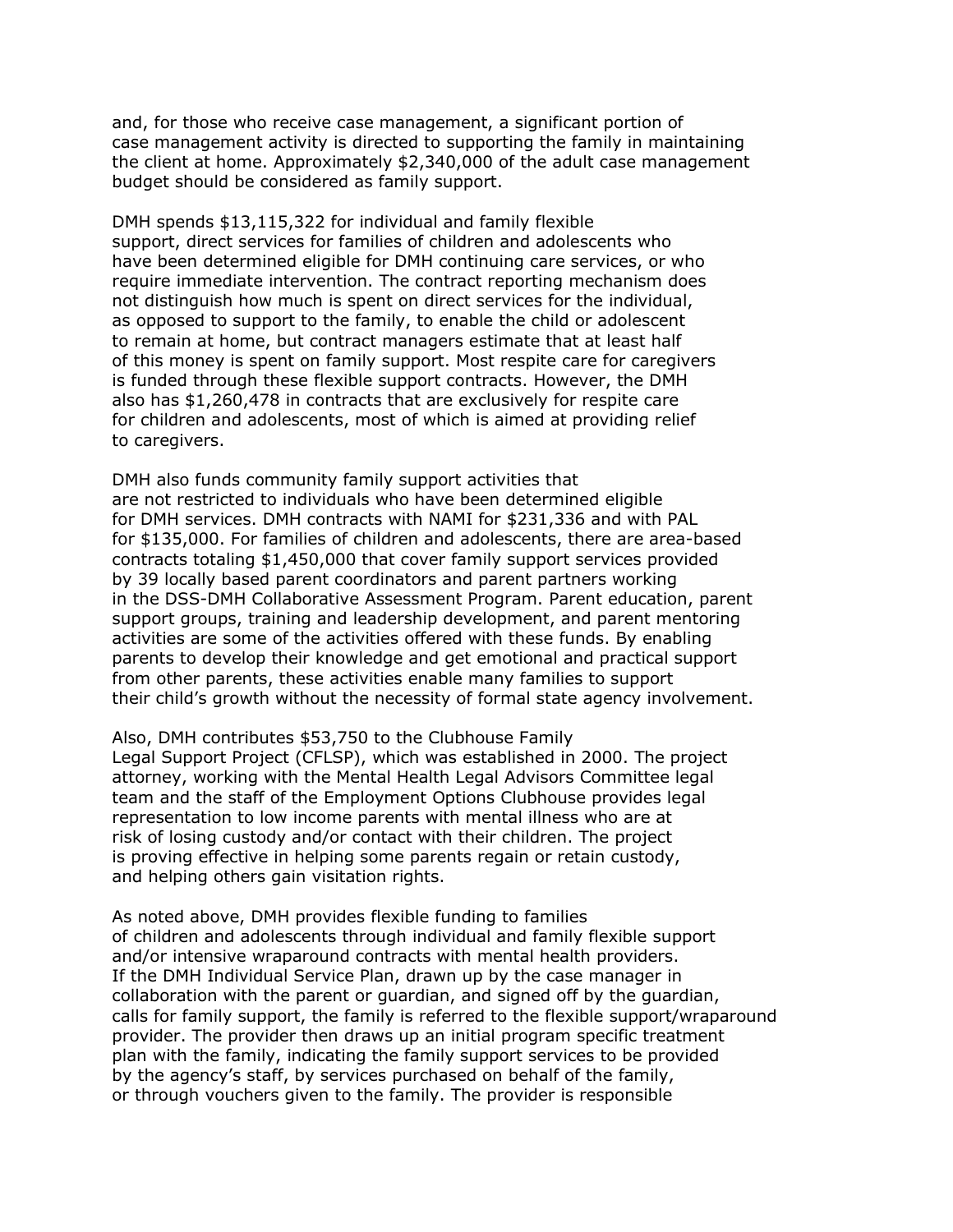and, for those who receive case management, a significant portion of case management activity is directed to supporting the family in maintaining the client at home. Approximately $2,340,000 of the adult case management budget should be considered as family support.

DMH spends $13,115,322 for individual and family flexible support, direct services for families of children and adolescents who have been determined eligible for DMH continuing care services, or who require immediate intervention. The contract reporting mechanism does not distinguish how much is spent on direct services for the individual, as opposed to support to the family, to enable the child or adolescent to remain at home, but contract managers estimate that at least half of this money is spent on family support. Most respite care for caregivers is funded through these flexible support contracts. However, the DMH also has $1,260,478 in contracts that are exclusively for respite care for children and adolescents, most of which is aimed at providing relief to caregivers.

DMH also funds community family support activities that are not restricted to individuals who have been determined eligible for DMH services. DMH contracts with NAMI for $231,336 and with PAL for $135,000. For families of children and adolescents, there are area-based contracts totaling $1,450,000 that cover family support services provided by 39 locally based parent coordinators and parent partners working in the DSS-DMH Collaborative Assessment Program. Parent education, parent support groups, training and leadership development, and parent mentoring activities are some of the activities offered with these funds. By enabling parents to develop their knowledge and get emotional and practical support from other parents, these activities enable many families to support their child's growth without the necessity of formal state agency involvement.

Also, DMH contributes $53,750 to the Clubhouse Family Legal Support Project (CFLSP), which was established in 2000. The project attorney, working with the Mental Health Legal Advisors Committee legal team and the staff of the Employment Options Clubhouse provides legal representation to low income parents with mental illness who are at risk of losing custody and/or contact with their children. The project is proving effective in helping some parents regain or retain custody, and helping others gain visitation rights.

As noted above, DMH provides flexible funding to families of children and adolescents through individual and family flexible support and/or intensive wraparound contracts with mental health providers. If the DMH Individual Service Plan, drawn up by the case manager in collaboration with the parent or guardian, and signed off by the guardian, calls for family support, the family is referred to the flexible support/wraparound provider. The provider then draws up an initial program specific treatment plan with the family, indicating the family support services to be provided by the agency's staff, by services purchased on behalf of the family, or through vouchers given to the family. The provider is responsible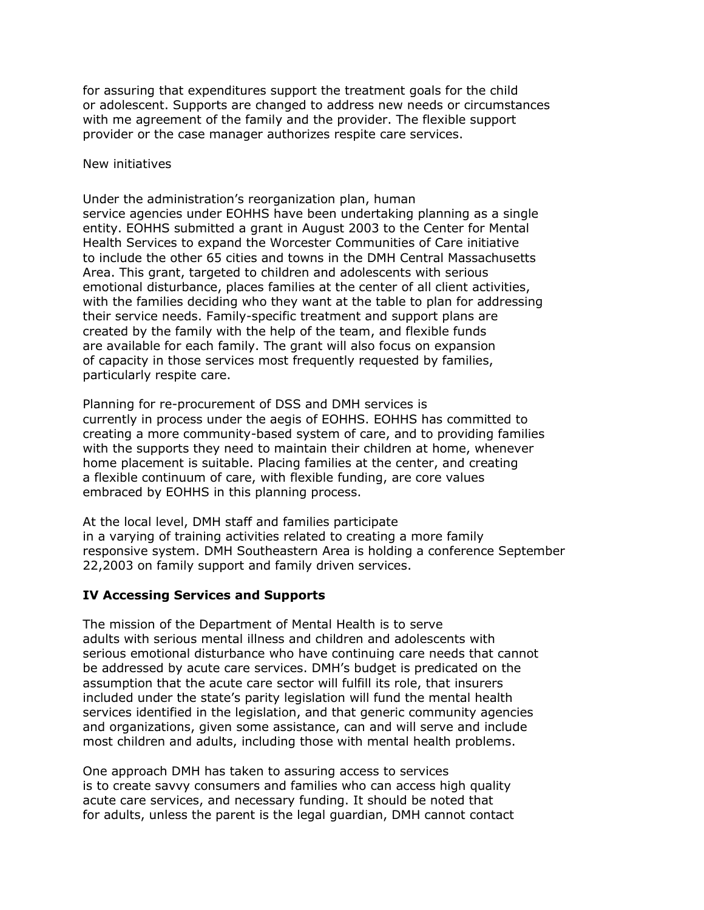for assuring that expenditures support the treatment goals for the child or adolescent. Supports are changed to address new needs or circumstances with me agreement of the family and the provider. The flexible support provider or the case manager authorizes respite care services.

New initiatives

Under the administration's reorganization plan, human service agencies under EOHHS have been undertaking planning as a single entity. EOHHS submitted a grant in August 2003 to the Center for Mental Health Services to expand the Worcester Communities of Care initiative to include the other 65 cities and towns in the DMH Central Massachusetts Area. This grant, targeted to children and adolescents with serious emotional disturbance, places families at the center of all client activities, with the families deciding who they want at the table to plan for addressing their service needs. Family-specific treatment and support plans are created by the family with the help of the team, and flexible funds are available for each family. The grant will also focus on expansion of capacity in those services most frequently requested by families, particularly respite care.

Planning for re-procurement of DSS and DMH services is currently in process under the aegis of EOHHS. EOHHS has committed to creating a more community-based system of care, and to providing families with the supports they need to maintain their children at home, whenever home placement is suitable. Placing families at the center, and creating a flexible continuum of care, with flexible funding, are core values embraced by EOHHS in this planning process.

At the local level, DMH staff and families participate in a varying of training activities related to creating a more family responsive system. DMH Southeastern Area is holding a conference September 22,2003 on family support and family driven services.

## IV Accessing Services and Supports

The mission of the Department of Mental Health is to serve adults with serious mental illness and children and adolescents with serious emotional disturbance who have continuing care needs that cannot be addressed by acute care services. DMH's budget is predicated on the assumption that the acute care sector will fulfill its role, that insurers included under the state's parity legislation will fund the mental health services identified in the legislation, and that generic community agencies and organizations, given some assistance, can and will serve and include most children and adults, including those with mental health problems.

One approach DMH has taken to assuring access to services is to create savvy consumers and families who can access high quality acute care services, and necessary funding. It should be noted that for adults, unless the parent is the legal guardian, DMH cannot contact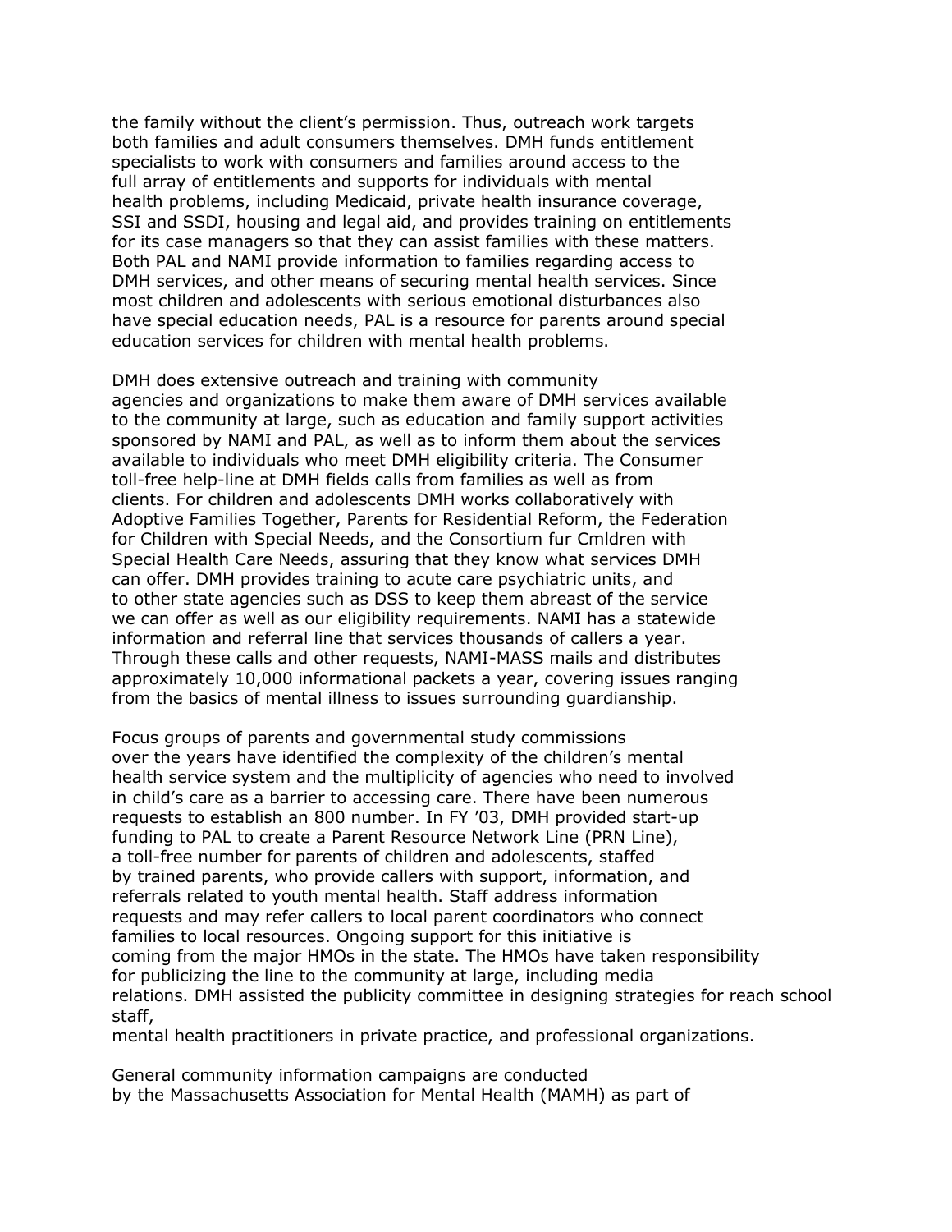the family without the client's permission. Thus, outreach work targets both families and adult consumers themselves. DMH funds entitlement specialists to work with consumers and families around access to the full array of entitlements and supports for individuals with mental health problems, including Medicaid, private health insurance coverage, SSI and SSDI, housing and legal aid, and provides training on entitlements for its case managers so that they can assist families with these matters. Both PAL and NAMI provide information to families regarding access to DMH services, and other means of securing mental health services. Since most children and adolescents with serious emotional disturbances also have special education needs, PAL is a resource for parents around special education services for children with mental health problems.

DMH does extensive outreach and training with community agencies and organizations to make them aware of DMH services available to the community at large, such as education and family support activities sponsored by NAMI and PAL, as well as to inform them about the services available to individuals who meet DMH eligibility criteria. The Consumer toll-free help-line at DMH fields calls from families as well as from clients. For children and adolescents DMH works collaboratively with Adoptive Families Together, Parents for Residential Reform, the Federation for Children with Special Needs, and the Consortium fur Cmldren with Special Health Care Needs, assuring that they know what services DMH can offer. DMH provides training to acute care psychiatric units, and to other state agencies such as DSS to keep them abreast of the service we can offer as well as our eligibility requirements. NAMI has a statewide information and referral line that services thousands of callers a year. Through these calls and other requests, NAMI-MASS mails and distributes approximately 10,000 informational packets a year, covering issues ranging from the basics of mental illness to issues surrounding guardianship.

Focus groups of parents and governmental study commissions over the years have identified the complexity of the children's mental health service system and the multiplicity of agencies who need to involved in child's care as a barrier to accessing care. There have been numerous requests to establish an 800 number. In FY '03, DMH provided start-up funding to PAL to create a Parent Resource Network Line (PRN Line), a toll-free number for parents of children and adolescents, staffed by trained parents, who provide callers with support, information, and referrals related to youth mental health. Staff address information requests and may refer callers to local parent coordinators who connect families to local resources. Ongoing support for this initiative is coming from the major HMOs in the state. The HMOs have taken responsibility for publicizing the line to the community at large, including media relations. DMH assisted the publicity committee in designing strategies for reach school staff, mental health practitioners in private practice, and professional organizations.

General community information campaigns are conducted by the Massachusetts Association for Mental Health (MAMH) as part of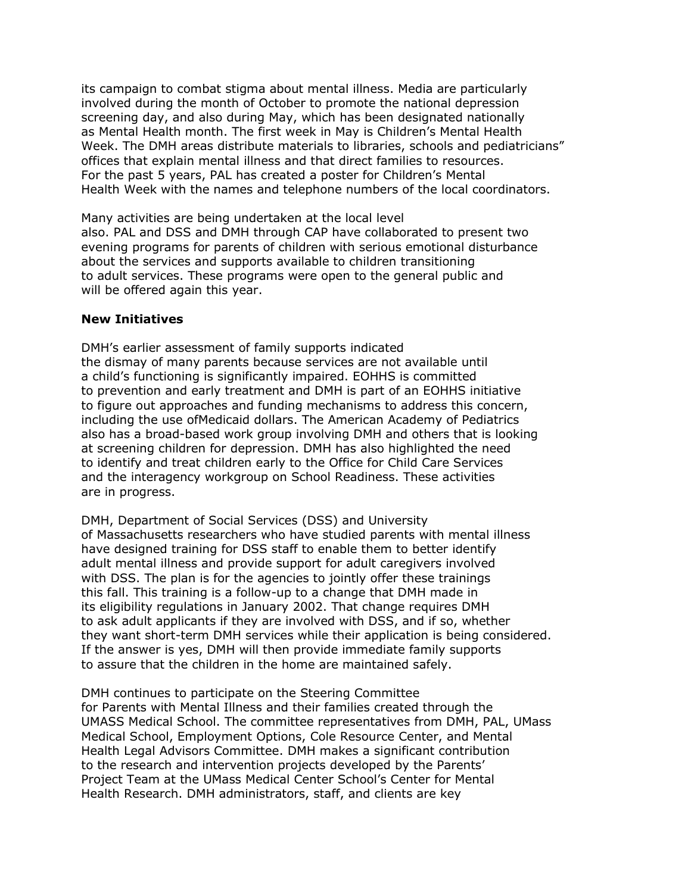its campaign to combat stigma about mental illness. Media are particularly involved during the month of October to promote the national depression screening day, and also during May, which has been designated nationally as Mental Health month. The first week in May is Children's Mental Health Week. The DMH areas distribute materials to libraries, schools and pediatricians" offices that explain mental illness and that direct families to resources. For the past 5 years, PAL has created a poster for Children's Mental Health Week with the names and telephone numbers of the local coordinators.

Many activities are being undertaken at the local level also. PAL and DSS and DMH through CAP have collaborated to present two evening programs for parents of children with serious emotional disturbance about the services and supports available to children transitioning to adult services. These programs were open to the general public and will be offered again this year.

**New Initiatives**

DMH's earlier assessment of family supports indicated the dismay of many parents because services are not available until a child's functioning is significantly impaired. EOHHS is committed to prevention and early treatment and DMH is part of an EOHHS initiative to figure out approaches and funding mechanisms to address this concern, including the use ofMedicaid dollars. The American Academy of Pediatrics also has a broad-based work group involving DMH and others that is looking at screening children for depression. DMH has also highlighted the need to identify and treat children early to the Office for Child Care Services and the interagency workgroup on School Readiness. These activities are in progress.

DMH, Department of Social Services (DSS) and University of Massachusetts researchers who have studied parents with mental illness have designed training for DSS staff to enable them to better identify adult mental illness and provide support for adult caregivers involved with DSS. The plan is for the agencies to jointly offer these trainings this fall. This training is a follow-up to a change that DMH made in its eligibility regulations in January 2002. That change requires DMH to ask adult applicants if they are involved with DSS, and if so, whether they want short-term DMH services while their application is being considered. If the answer is yes, DMH will then provide immediate family supports to assure that the children in the home are maintained safely.

DMH continues to participate on the Steering Committee for Parents with Mental Illness and their families created through the UMASS Medical School. The committee representatives from DMH, PAL, UMass Medical School, Employment Options, Cole Resource Center, and Mental Health Legal Advisors Committee. DMH makes a significant contribution to the research and intervention projects developed by the Parents' Project Team at the UMass Medical Center School's Center for Mental Health Research. DMH administrators, staff, and clients are key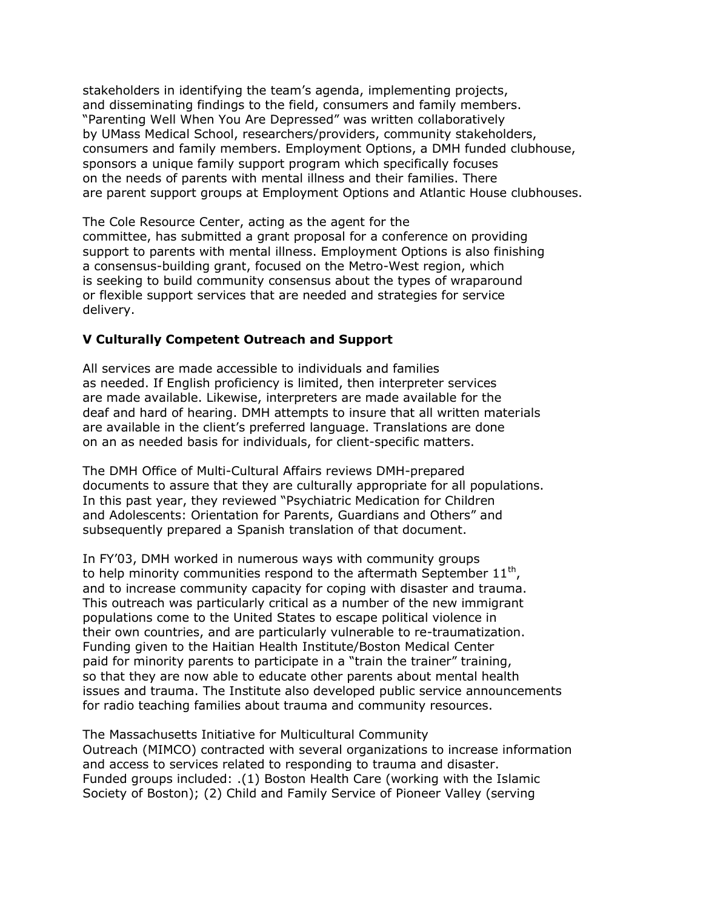stakeholders in identifying the team's agenda, implementing projects, and disseminating findings to the field, consumers and family members. "Parenting Well When You Are Depressed" was written collaboratively by UMass Medical School, researchers/providers, community stakeholders, consumers and family members. Employment Options, a DMH funded clubhouse, sponsors a unique family support program which specifically focuses on the needs of parents with mental illness and their families. There are parent support groups at Employment Options and Atlantic House clubhouses.

The Cole Resource Center, acting as the agent for the committee, has submitted a grant proposal for a conference on providing support to parents with mental illness. Employment Options is also finishing a consensus-building grant, focused on the Metro-West region, which is seeking to build community consensus about the types of wraparound or flexible support services that are needed and strategies for service delivery.

## V Culturally Competent Outreach and Support

All services are made accessible to individuals and families as needed. If English proficiency is limited, then interpreter services are made available. Likewise, interpreters are made available for the deaf and hard of hearing. DMH attempts to insure that all written materials are available in the client's preferred language. Translations are done on an as needed basis for individuals, for client-specific matters.

The DMH Office of Multi-Cultural Affairs reviews DMH-prepared documents to assure that they are culturally appropriate for all populations. In this past year, they reviewed "Psychiatric Medication for Children and Adolescents: Orientation for Parents, Guardians and Others" and subsequently prepared a Spanish translation of that document.

In FY'03, DMH worked in numerous ways with community groups to help minority communities respond to the aftermath September 11th, and to increase community capacity for coping with disaster and trauma. This outreach was particularly critical as a number of the new immigrant populations come to the United States to escape political violence in their own countries, and are particularly vulnerable to re-traumatization. Funding given to the Haitian Health Institute/Boston Medical Center paid for minority parents to participate in a "train the trainer" training, so that they are now able to educate other parents about mental health issues and trauma. The Institute also developed public service announcements for radio teaching families about trauma and community resources.

The Massachusetts Initiative for Multicultural Community Outreach (MIMCO) contracted with several organizations to increase information and access to services related to responding to trauma and disaster. Funded groups included: .(1) Boston Health Care (working with the Islamic Society of Boston); (2) Child and Family Service of Pioneer Valley (serving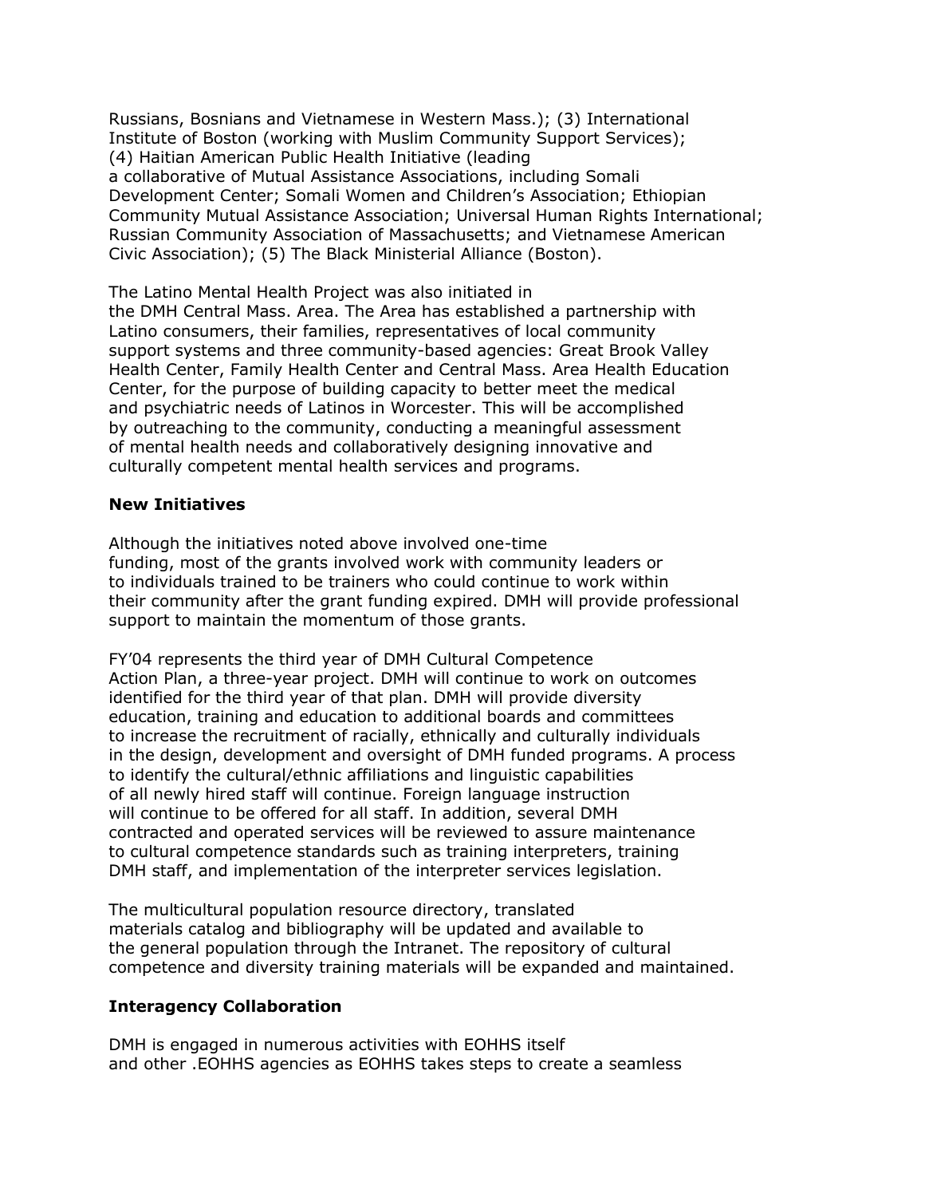Russians, Bosnians and Vietnamese in Western Mass.); (3) International Institute of Boston (working with Muslim Community Support Services); (4) Haitian American Public Health Initiative (leading a collaborative of Mutual Assistance Associations, including Somali Development Center; Somali Women and Children's Association; Ethiopian Community Mutual Assistance Association; Universal Human Rights International; Russian Community Association of Massachusetts; and Vietnamese American Civic Association); (5) The Black Ministerial Alliance (Boston).

The Latino Mental Health Project was also initiated in the DMH Central Mass. Area. The Area has established a partnership with Latino consumers, their families, representatives of local community support systems and three community-based agencies: Great Brook Valley Health Center, Family Health Center and Central Mass. Area Health Education Center, for the purpose of building capacity to better meet the medical and psychiatric needs of Latinos in Worcester. This will be accomplished by outreaching to the community, conducting a meaningful assessment of mental health needs and collaboratively designing innovative and culturally competent mental health services and programs.

**New Initiatives**

Although the initiatives noted above involved one-time funding, most of the grants involved work with community leaders or to individuals trained to be trainers who could continue to work within their community after the grant funding expired. DMH will provide professional support to maintain the momentum of those grants.

FY'04 represents the third year of DMH Cultural Competence Action Plan, a three-year project. DMH will continue to work on outcomes identified for the third year of that plan. DMH will provide diversity education, training and education to additional boards and committees to increase the recruitment of racially, ethnically and culturally individuals in the design, development and oversight of DMH funded programs. A process to identify the cultural/ethnic affiliations and linguistic capabilities of all newly hired staff will continue. Foreign language instruction will continue to be offered for all staff. In addition, several DMH contracted and operated services will be reviewed to assure maintenance to cultural competence standards such as training interpreters, training DMH staff, and implementation of the interpreter services legislation.

The multicultural population resource directory, translated materials catalog and bibliography will be updated and available to the general population through the Intranet. The repository of cultural competence and diversity training materials will be expanded and maintained.

**Interagency Collaboration**

DMH is engaged in numerous activities with EOHHS itself and other .EOHHS agencies as EOHHS takes steps to create a seamless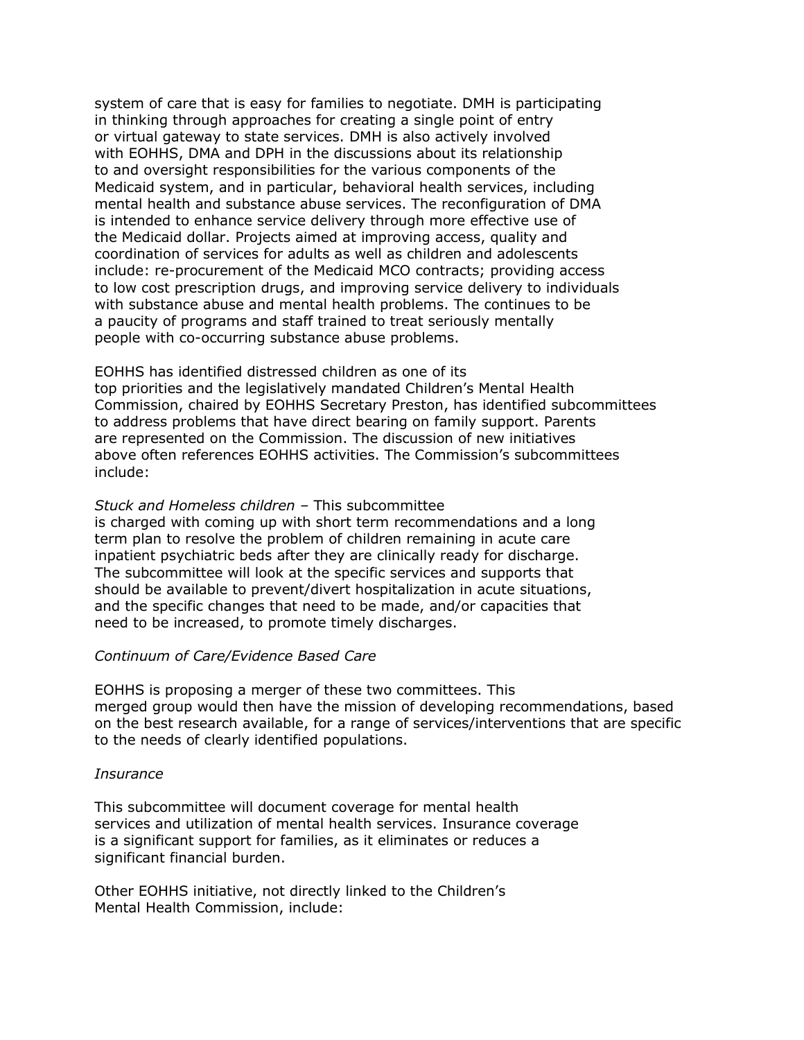system of care that is easy for families to negotiate. DMH is participating in thinking through approaches for creating a single point of entry or virtual gateway to state services. DMH is also actively involved with EOHHS, DMA and DPH in the discussions about its relationship to and oversight responsibilities for the various components of the Medicaid system, and in particular, behavioral health services, including mental health and substance abuse services. The reconfiguration of DMA is intended to enhance service delivery through more effective use of the Medicaid dollar. Projects aimed at improving access, quality and coordination of services for adults as well as children and adolescents include: re-procurement of the Medicaid MCO contracts; providing access to low cost prescription drugs, and improving service delivery to individuals with substance abuse and mental health problems. The continues to be a paucity of programs and staff trained to treat seriously mentally people with co-occurring substance abuse problems.

EOHHS has identified distressed children as one of its top priorities and the legislatively mandated Children's Mental Health Commission, chaired by EOHHS Secretary Preston, has identified subcommittees to address problems that have direct bearing on family support. Parents are represented on the Commission. The discussion of new initiatives above often references EOHHS activities. The Commission's subcommittees include:

*Stuck and Homeless children* – This subcommittee is charged with coming up with short term recommendations and a long term plan to resolve the problem of children remaining in acute care inpatient psychiatric beds after they are clinically ready for discharge. The subcommittee will look at the specific services and supports that should be available to prevent/divert hospitalization in acute situations, and the specific changes that need to be made, and/or capacities that need to be increased, to promote timely discharges.

*Continuum of Care/Evidence Based Care*

EOHHS is proposing a merger of these two committees. This merged group would then have the mission of developing recommendations, based on the best research available, for a range of services/interventions that are specific to the needs of clearly identified populations.

*Insurance*

This subcommittee will document coverage for mental health services and utilization of mental health services. Insurance coverage is a significant support for families, as it eliminates or reduces a significant financial burden.

Other EOHHS initiative, not directly linked to the Children's Mental Health Commission, include: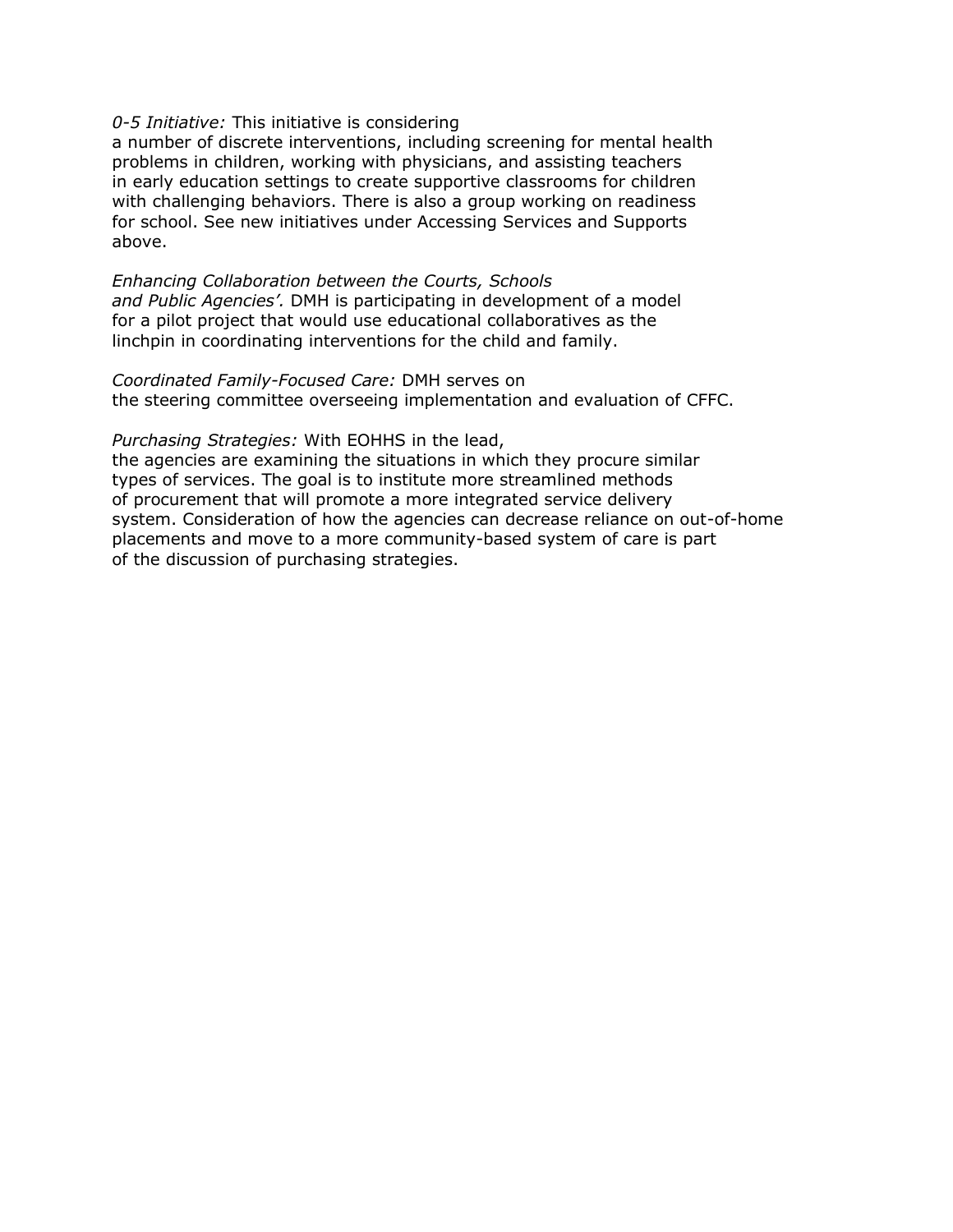*0-5 Initiative:* This initiative is considering a number of discrete interventions, including screening for mental health problems in children, working with physicians, and assisting teachers in early education settings to create supportive classrooms for children with challenging behaviors. There is also a group working on readiness for school. See new initiatives under Accessing Services and Supports above.

*Enhancing Collaboration between the Courts, Schools and Public Agencies'.* DMH is participating in development of a model for a pilot project that would use educational collaboratives as the linchpin in coordinating interventions for the child and family.

*Coordinated Family-Focused Care:* DMH serves on the steering committee overseeing implementation and evaluation of CFFC.

*Purchasing Strategies:* With EOHHS in the lead, the agencies are examining the situations in which they procure similar types of services. The goal is to institute more streamlined methods of procurement that will promote a more integrated service delivery system. Consideration of how the agencies can decrease reliance on out-of-home placements and move to a more community-based system of care is part of the discussion of purchasing strategies.